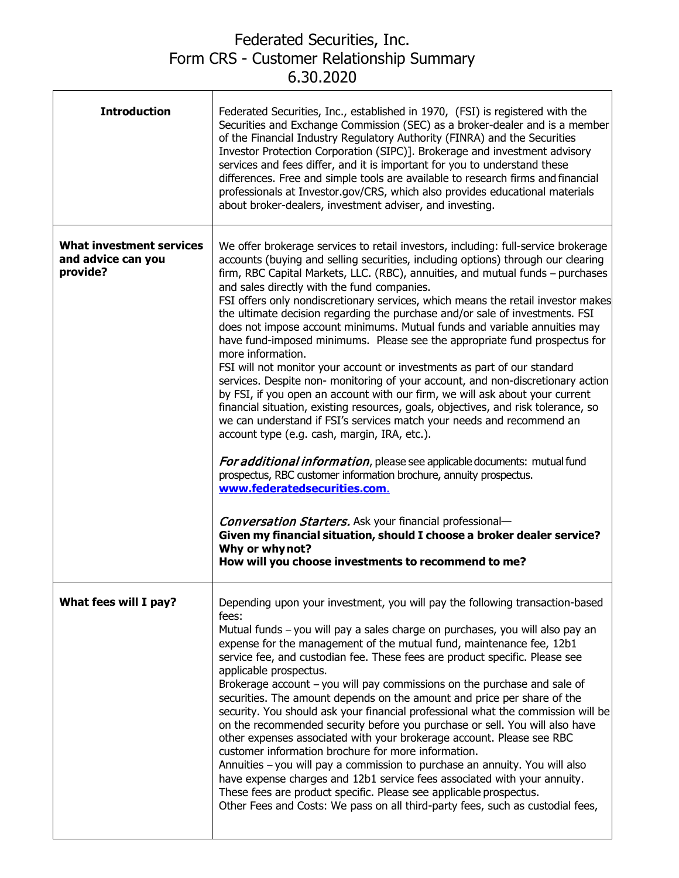# Federated Securities, Inc.
# Form CRS - Customer Relationship Summary
# 6.30.2020

| | |
|---|---|
| **Introduction** | Federated Securities, Inc., established in 1970, (FSI) is registered with the Securities and Exchange Commission (SEC) as a broker-dealer and is a member of the Financial Industry Regulatory Authority (FINRA) and the Securities Investor Protection Corporation (SIPC)]. Brokerage and investment advisory services and fees differ, and it is important for you to understand these differences. Free and simple tools are available to research firms and financial professionals at Investor.gov/CRS, which also provides educational materials about broker-dealers, investment adviser, and investing. |
| **What investment services and advice can you provide?** | We offer brokerage services to retail investors, including: full-service brokerage accounts (buying and selling securities, including options) through our clearing firm, RBC Capital Markets, LLC. (RBC), annuities, and mutual funds – purchases and sales directly with the fund companies.<br>FSI offers only nondiscretionary services, which means the retail investor makes the ultimate decision regarding the purchase and/or sale of investments. FSI does not impose account minimums. Mutual funds and variable annuities may have fund-imposed minimums. Please see the appropriate fund prospectus for more information.<br>FSI will not monitor your account or investments as part of our standard services. Despite non- monitoring of your account, and non-discretionary action by FSI, if you open an account with our firm, we will ask about your current financial situation, existing resources, goals, objectives, and risk tolerance, so we can understand if FSI's services match your needs and recommend an account type (e.g. cash, margin, IRA, etc.).<br><br>*For additional information*, please see applicable documents: mutual fund prospectus, RBC customer information brochure, annuity prospectus. **www.federatedsecurities.com**.<br><br>***Conversation Starters.*** Ask your financial professional—<br>**Given my financial situation, should I choose a broker dealer service? Why or why not?**<br>**How will you choose investments to recommend to me?** |
| **What fees will I pay?** | Depending upon your investment, you will pay the following transaction-based fees:<br>Mutual funds – you will pay a sales charge on purchases, you will also pay an expense for the management of the mutual fund, maintenance fee, 12b1 service fee, and custodian fee. These fees are product specific. Please see applicable prospectus.<br>Brokerage account – you will pay commissions on the purchase and sale of securities. The amount depends on the amount and price per share of the security. You should ask your financial professional what the commission will be on the recommended security before you purchase or sell. You will also have other expenses associated with your brokerage account. Please see RBC customer information brochure for more information.<br>Annuities – you will pay a commission to purchase an annuity. You will also have expense charges and 12b1 service fees associated with your annuity. These fees are product specific. Please see applicable prospectus.<br>Other Fees and Costs: We pass on all third-party fees, such as custodial fees, |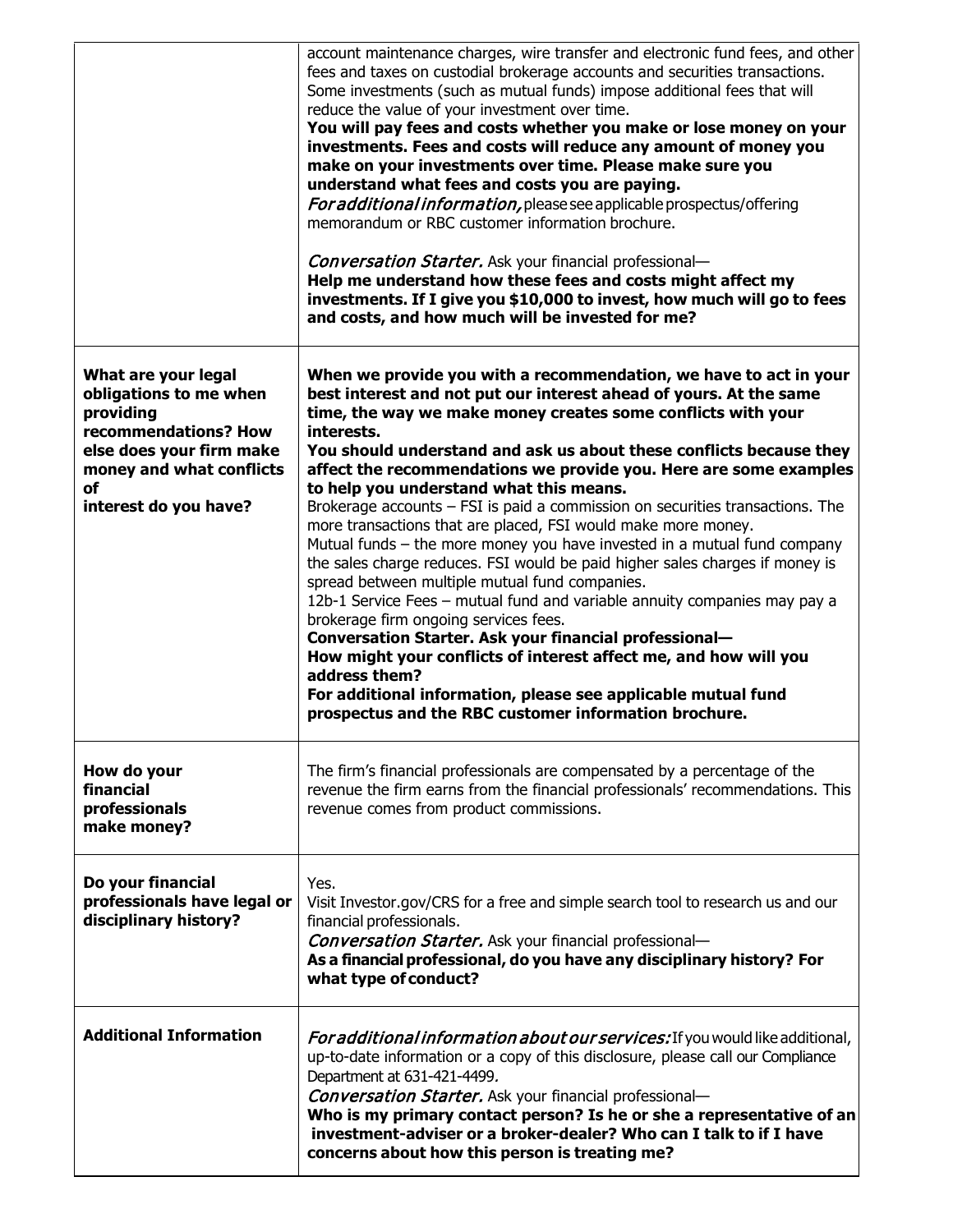| | |
|---|---|
| | account maintenance charges, wire transfer and electronic fund fees, and other fees and taxes on custodial brokerage accounts and securities transactions. Some investments (such as mutual funds) impose additional fees that will reduce the value of your investment over time.<br>**You will pay fees and costs whether you make or lose money on your investments. Fees and costs will reduce any amount of money you make on your investments over time. Please make sure you understand what fees and costs you are paying.**<br>*For additional information,* please see applicable prospectus/offering memorandum or RBC customer information brochure.<br><br>*Conversation Starter.* Ask your financial professional—<br>**Help me understand how these fees and costs might affect my investments. If I give you $10,000 to invest, how much will go to fees and costs, and how much will be invested for me?** |
| **What are your legal obligations to me when providing recommendations? How else does your firm make money and what conflicts of interest do you have?** | **When we provide you with a recommendation, we have to act in your best interest and not put our interest ahead of yours. At the same time, the way we make money creates some conflicts with your interests.**<br>**You should understand and ask us about these conflicts because they affect the recommendations we provide you. Here are some examples to help you understand what this means.**<br>Brokerage accounts – FSI is paid a commission on securities transactions. The more transactions that are placed, FSI would make more money.<br>Mutual funds – the more money you have invested in a mutual fund company the sales charge reduces. FSI would be paid higher sales charges if money is spread between multiple mutual fund companies.<br>12b-1 Service Fees – mutual fund and variable annuity companies may pay a brokerage firm ongoing services fees.<br>**Conversation Starter. Ask your financial professional—**<br>**How might your conflicts of interest affect me, and how will you address them?**<br>**For additional information, please see applicable mutual fund prospectus and the RBC customer information brochure.** |
| **How do your financial professionals make money?** | The firm's financial professionals are compensated by a percentage of the revenue the firm earns from the financial professionals' recommendations. This revenue comes from product commissions. |
| **Do your financial professionals have legal or disciplinary history?** | Yes.<br>Visit Investor.gov/CRS for a free and simple search tool to research us and our financial professionals.<br>*Conversation Starter.* Ask your financial professional—<br>**As a financial professional, do you have any disciplinary history? For what type of conduct?** |
| **Additional Information** | *For additional information about our services:* If you would like additional, up-to-date information or a copy of this disclosure, please call our Compliance Department at 631-421-4499.<br>*Conversation Starter.* Ask your financial professional—<br>**Who is my primary contact person? Is he or she a representative of an investment-adviser or a broker-dealer? Who can I talk to if I have concerns about how this person is treating me?** |